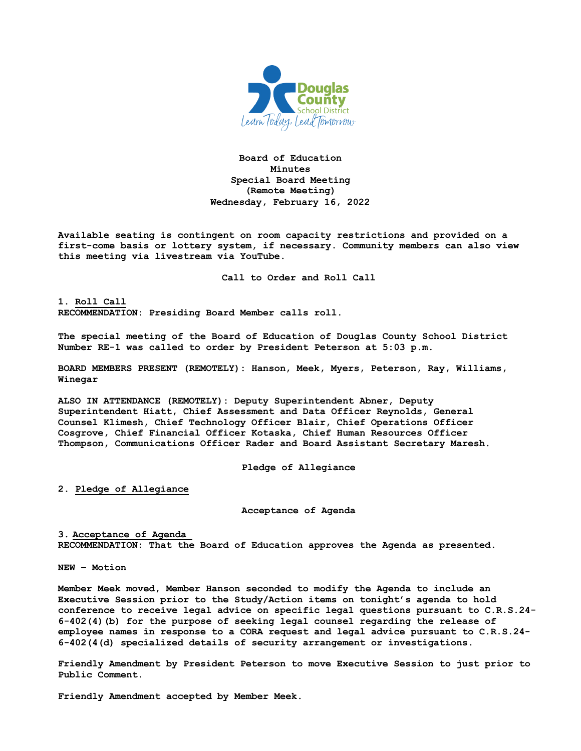# Board of Education
## Minutes
## Special Board Meeting
## (Remote Meeting)
## Wednesday, February 16, 2022

**Available seating is contingent on room capacity restrictions and provided on a first-come basis or lottery system, if necessary. Community members can also view this meeting via livestream via YouTube.**

### Call to Order and Roll Call

**1. Roll Call**
**RECOMMENDATION: Presiding Board Member calls roll.**

**The special meeting of the Board of Education of Douglas County School District Number RE-1 was called to order by President Peterson at 5:03 p.m.**

**BOARD MEMBERS PRESENT (REMOTELY): Hanson, Meek, Myers, Peterson, Ray, Williams, Winegar**

**ALSO IN ATTENDANCE (REMOTELY): Deputy Superintendent Abner, Deputy Superintendent Hiatt, Chief Assessment and Data Officer Reynolds, General Counsel Klimesh, Chief Technology Officer Blair, Chief Operations Officer Cosgrove, Chief Financial Officer Kotaska, Chief Human Resources Officer Thompson, Communications Officer Rader and Board Assistant Secretary Maresh.**

### Pledge of Allegiance

**2. Pledge of Allegiance**

### Acceptance of Agenda

**3. Acceptance of Agenda**
**RECOMMENDATION: That the Board of Education approves the Agenda as presented.**

**NEW – Motion**

**Member Meek moved, Member Hanson seconded to modify the Agenda to include an Executive Session prior to the Study/Action items on tonight's agenda to hold conference to receive legal advice on specific legal questions pursuant to C.R.S.24-6-402(4)(b) for the purpose of seeking legal counsel regarding the release of employee names in response to a CORA request and legal advice pursuant to C.R.S.24-6-402(4(d) specialized details of security arrangement or investigations.**

**Friendly Amendment by President Peterson to move Executive Session to just prior to Public Comment.**

**Friendly Amendment accepted by Member Meek.**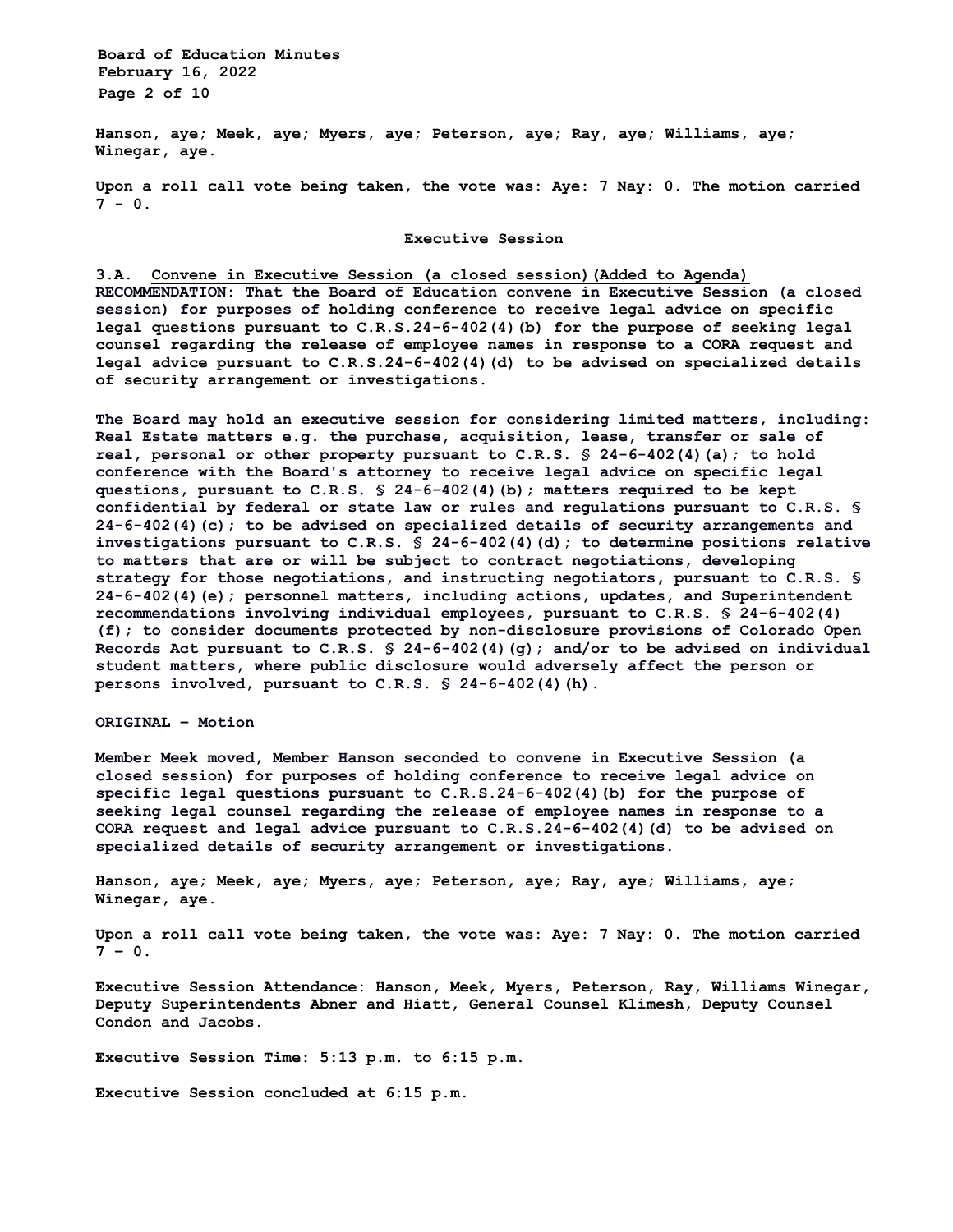Hanson, aye; Meek, aye; Myers, aye; Peterson, aye; Ray, aye; Williams, aye; Winegar, aye.

Upon a roll call vote being taken, the vote was: Aye: 7 Nay: 0. The motion carried 7 - 0.

## Executive Session

**3.A. Convene in Executive Session (a closed session)(Added to Agenda)**
RECOMMENDATION: That the Board of Education convene in Executive Session (a closed session) for purposes of holding conference to receive legal advice on specific legal questions pursuant to C.R.S.24-6-402(4)(b) for the purpose of seeking legal counsel regarding the release of employee names in response to a CORA request and legal advice pursuant to C.R.S.24-6-402(4)(d) to be advised on specialized details of security arrangement or investigations.

The Board may hold an executive session for considering limited matters, including: Real Estate matters e.g. the purchase, acquisition, lease, transfer or sale of real, personal or other property pursuant to C.R.S. § 24-6-402(4)(a); to hold conference with the Board's attorney to receive legal advice on specific legal questions, pursuant to C.R.S. § 24-6-402(4)(b); matters required to be kept confidential by federal or state law or rules and regulations pursuant to C.R.S. § 24-6-402(4)(c); to be advised on specialized details of security arrangements and investigations pursuant to C.R.S. § 24-6-402(4)(d); to determine positions relative to matters that are or will be subject to contract negotiations, developing strategy for those negotiations, and instructing negotiators, pursuant to C.R.S. § 24-6-402(4)(e); personnel matters, including actions, updates, and Superintendent recommendations involving individual employees, pursuant to C.R.S. § 24-6-402(4)(f); to consider documents protected by non-disclosure provisions of Colorado Open Records Act pursuant to C.R.S. § 24-6-402(4)(g); and/or to be advised on individual student matters, where public disclosure would adversely affect the person or persons involved, pursuant to C.R.S. § 24-6-402(4)(h).

ORIGINAL – Motion

Member Meek moved, Member Hanson seconded to convene in Executive Session (a closed session) for purposes of holding conference to receive legal advice on specific legal questions pursuant to C.R.S.24-6-402(4)(b) for the purpose of seeking legal counsel regarding the release of employee names in response to a CORA request and legal advice pursuant to C.R.S.24-6-402(4)(d) to be advised on specialized details of security arrangement or investigations.

Hanson, aye; Meek, aye; Myers, aye; Peterson, aye; Ray, aye; Williams, aye; Winegar, aye.

Upon a roll call vote being taken, the vote was: Aye: 7 Nay: 0. The motion carried 7 – 0.

Executive Session Attendance: Hanson, Meek, Myers, Peterson, Ray, Williams Winegar, Deputy Superintendents Abner and Hiatt, General Counsel Klimesh, Deputy Counsel Condon and Jacobs.

Executive Session Time: 5:13 p.m. to 6:15 p.m.

Executive Session concluded at 6:15 p.m.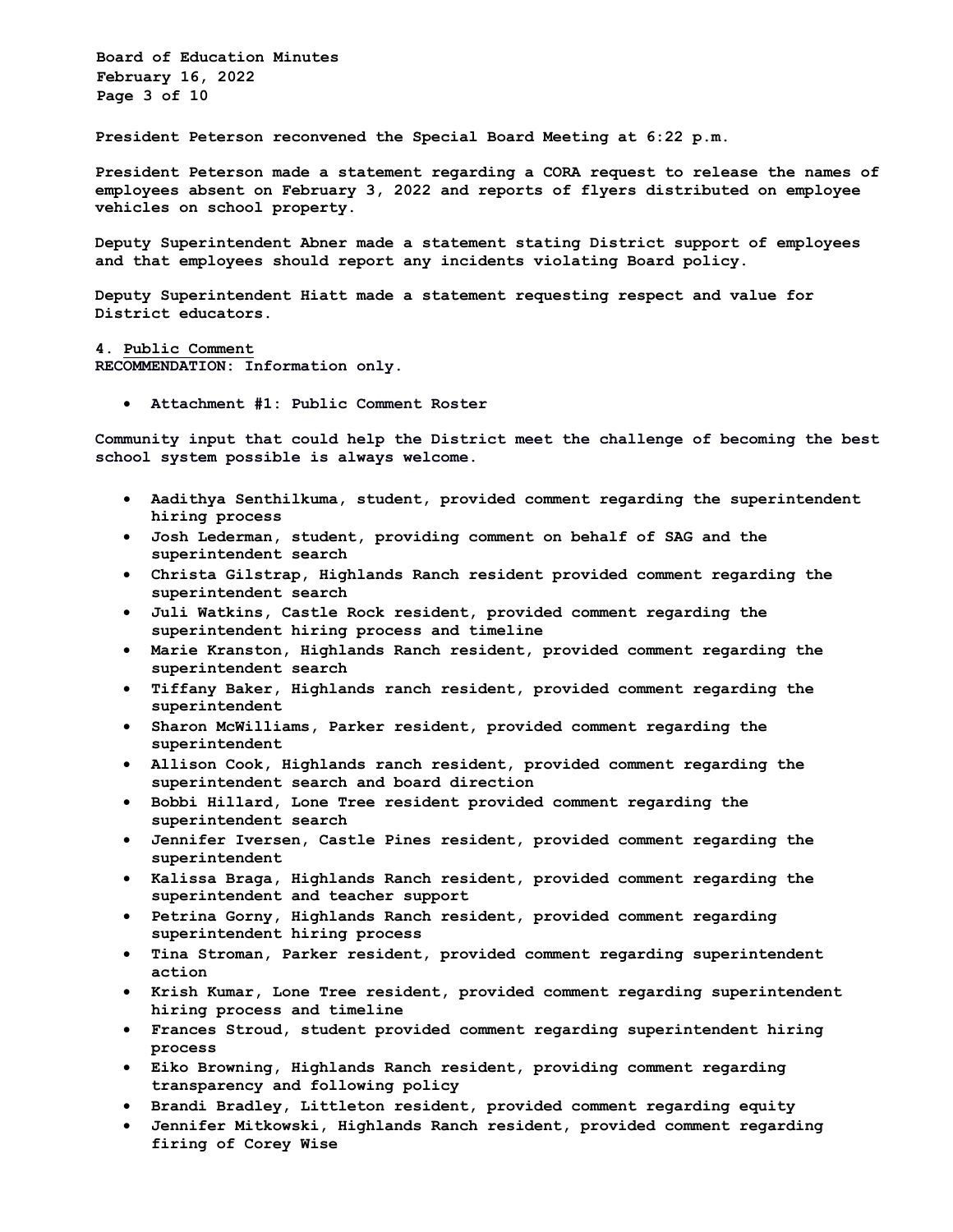President Peterson reconvened the Special Board Meeting at 6:22 p.m.

President Peterson made a statement regarding a CORA request to release the names of employees absent on February 3, 2022 and reports of flyers distributed on employee vehicles on school property.

Deputy Superintendent Abner made a statement stating District support of employees and that employees should report any incidents violating Board policy.

Deputy Superintendent Hiatt made a statement requesting respect and value for District educators.

**4. Public Comment**

**RECOMMENDATION:** Information only.

- Attachment #1: Public Comment Roster

Community input that could help the District meet the challenge of becoming the best school system possible is always welcome.

- Aadithya Senthilkuma, student, provided comment regarding the superintendent hiring process
- Josh Lederman, student, providing comment on behalf of SAG and the superintendent search
- Christa Gilstrap, Highlands Ranch resident provided comment regarding the superintendent search
- Juli Watkins, Castle Rock resident, provided comment regarding the superintendent hiring process and timeline
- Marie Kranston, Highlands Ranch resident, provided comment regarding the superintendent search
- Tiffany Baker, Highlands ranch resident, provided comment regarding the superintendent
- Sharon McWilliams, Parker resident, provided comment regarding the superintendent
- Allison Cook, Highlands ranch resident, provided comment regarding the superintendent search and board direction
- Bobbi Hillard, Lone Tree resident provided comment regarding the superintendent search
- Jennifer Iversen, Castle Pines resident, provided comment regarding the superintendent
- Kalissa Braga, Highlands Ranch resident, provided comment regarding the superintendent and teacher support
- Petrina Gorny, Highlands Ranch resident, provided comment regarding superintendent hiring process
- Tina Stroman, Parker resident, provided comment regarding superintendent action
- Krish Kumar, Lone Tree resident, provided comment regarding superintendent hiring process and timeline
- Frances Stroud, student provided comment regarding superintendent hiring process
- Eiko Browning, Highlands Ranch resident, providing comment regarding transparency and following policy
- Brandi Bradley, Littleton resident, provided comment regarding equity
- Jennifer Mitkowski, Highlands Ranch resident, provided comment regarding firing of Corey Wise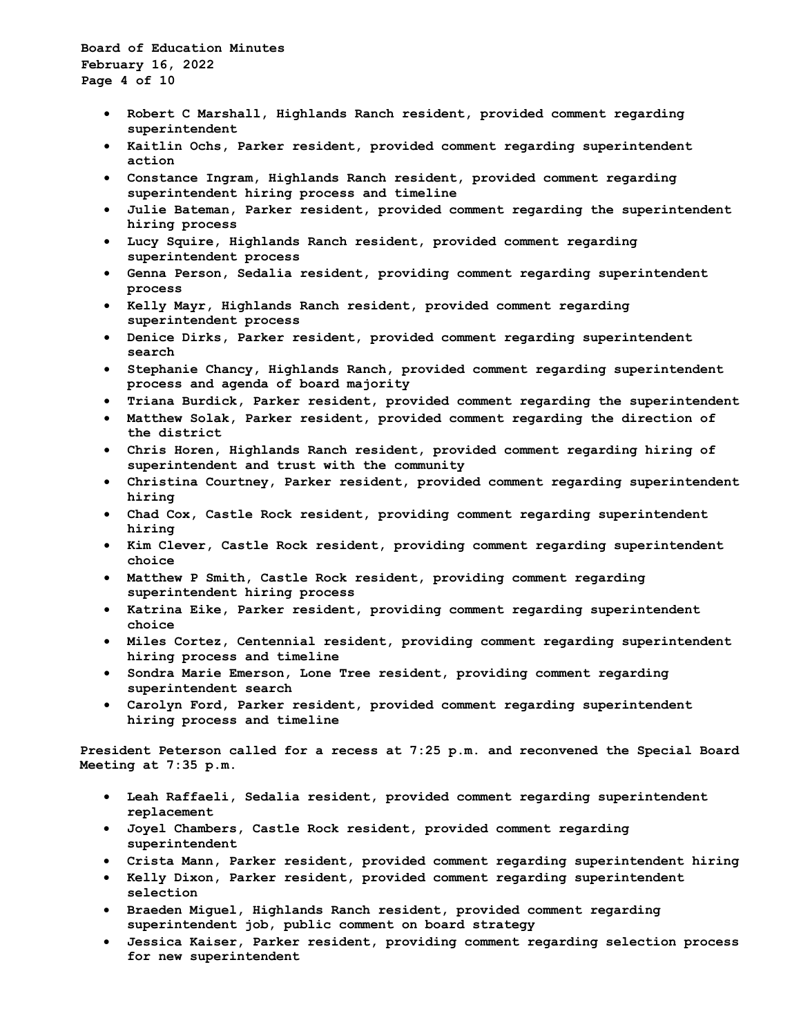- Robert C Marshall, Highlands Ranch resident, provided comment regarding superintendent
- Kaitlin Ochs, Parker resident, provided comment regarding superintendent action
- Constance Ingram, Highlands Ranch resident, provided comment regarding superintendent hiring process and timeline
- Julie Bateman, Parker resident, provided comment regarding the superintendent hiring process
- Lucy Squire, Highlands Ranch resident, provided comment regarding superintendent process
- Genna Person, Sedalia resident, providing comment regarding superintendent process
- Kelly Mayr, Highlands Ranch resident, provided comment regarding superintendent process
- Denice Dirks, Parker resident, provided comment regarding superintendent search
- Stephanie Chancy, Highlands Ranch, provided comment regarding superintendent process and agenda of board majority
- Triana Burdick, Parker resident, provided comment regarding the superintendent
- Matthew Solak, Parker resident, provided comment regarding the direction of the district
- Chris Horen, Highlands Ranch resident, provided comment regarding hiring of superintendent and trust with the community
- Christina Courtney, Parker resident, provided comment regarding superintendent hiring
- Chad Cox, Castle Rock resident, providing comment regarding superintendent hiring
- Kim Clever, Castle Rock resident, providing comment regarding superintendent choice
- Matthew P Smith, Castle Rock resident, providing comment regarding superintendent hiring process
- Katrina Eike, Parker resident, providing comment regarding superintendent choice
- Miles Cortez, Centennial resident, providing comment regarding superintendent hiring process and timeline
- Sondra Marie Emerson, Lone Tree resident, providing comment regarding superintendent search
- Carolyn Ford, Parker resident, provided comment regarding superintendent hiring process and timeline

President Peterson called for a recess at 7:25 p.m. and reconvened the Special Board Meeting at 7:35 p.m.

- Leah Raffaeli, Sedalia resident, provided comment regarding superintendent replacement
- Joyel Chambers, Castle Rock resident, provided comment regarding superintendent
- Crista Mann, Parker resident, provided comment regarding superintendent hiring
- Kelly Dixon, Parker resident, provided comment regarding superintendent selection
- Braeden Miguel, Highlands Ranch resident, provided comment regarding superintendent job, public comment on board strategy
- Jessica Kaiser, Parker resident, providing comment regarding selection process for new superintendent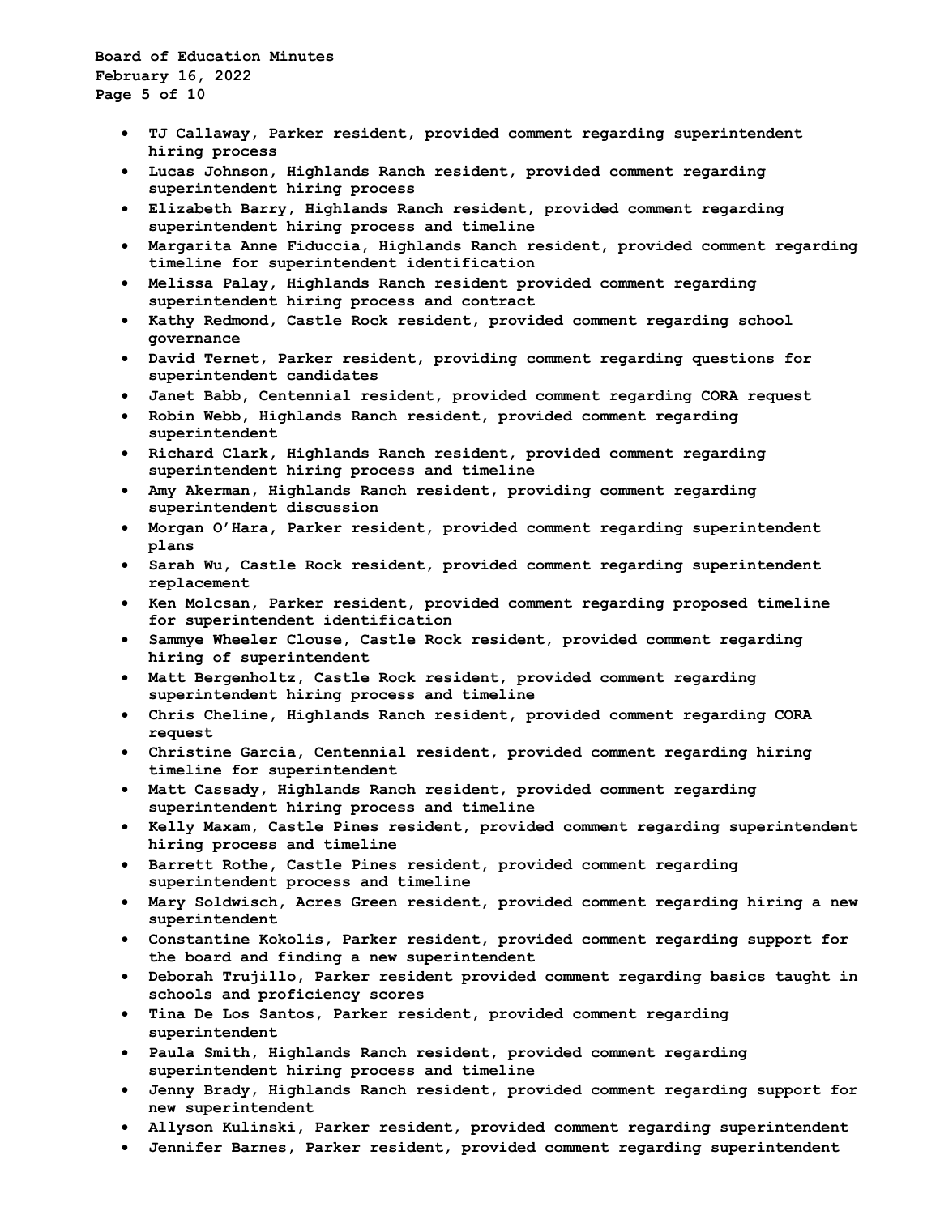- TJ Callaway, Parker resident, provided comment regarding superintendent hiring process
- Lucas Johnson, Highlands Ranch resident, provided comment regarding superintendent hiring process
- Elizabeth Barry, Highlands Ranch resident, provided comment regarding superintendent hiring process and timeline
- Margarita Anne Fiduccia, Highlands Ranch resident, provided comment regarding timeline for superintendent identification
- Melissa Palay, Highlands Ranch resident provided comment regarding superintendent hiring process and contract
- Kathy Redmond, Castle Rock resident, provided comment regarding school governance
- David Ternet, Parker resident, providing comment regarding questions for superintendent candidates
- Janet Babb, Centennial resident, provided comment regarding CORA request
- Robin Webb, Highlands Ranch resident, provided comment regarding superintendent
- Richard Clark, Highlands Ranch resident, provided comment regarding superintendent hiring process and timeline
- Amy Akerman, Highlands Ranch resident, providing comment regarding superintendent discussion
- Morgan O'Hara, Parker resident, provided comment regarding superintendent plans
- Sarah Wu, Castle Rock resident, provided comment regarding superintendent replacement
- Ken Molcsan, Parker resident, provided comment regarding proposed timeline for superintendent identification
- Sammye Wheeler Clouse, Castle Rock resident, provided comment regarding hiring of superintendent
- Matt Bergenholtz, Castle Rock resident, provided comment regarding superintendent hiring process and timeline
- Chris Cheline, Highlands Ranch resident, provided comment regarding CORA request
- Christine Garcia, Centennial resident, provided comment regarding hiring timeline for superintendent
- Matt Cassady, Highlands Ranch resident, provided comment regarding superintendent hiring process and timeline
- Kelly Maxam, Castle Pines resident, provided comment regarding superintendent hiring process and timeline
- Barrett Rothe, Castle Pines resident, provided comment regarding superintendent process and timeline
- Mary Soldwisch, Acres Green resident, provided comment regarding hiring a new superintendent
- Constantine Kokolis, Parker resident, provided comment regarding support for the board and finding a new superintendent
- Deborah Trujillo, Parker resident provided comment regarding basics taught in schools and proficiency scores
- Tina De Los Santos, Parker resident, provided comment regarding superintendent
- Paula Smith, Highlands Ranch resident, provided comment regarding superintendent hiring process and timeline
- Jenny Brady, Highlands Ranch resident, provided comment regarding support for new superintendent
- Allyson Kulinski, Parker resident, provided comment regarding superintendent
- Jennifer Barnes, Parker resident, provided comment regarding superintendent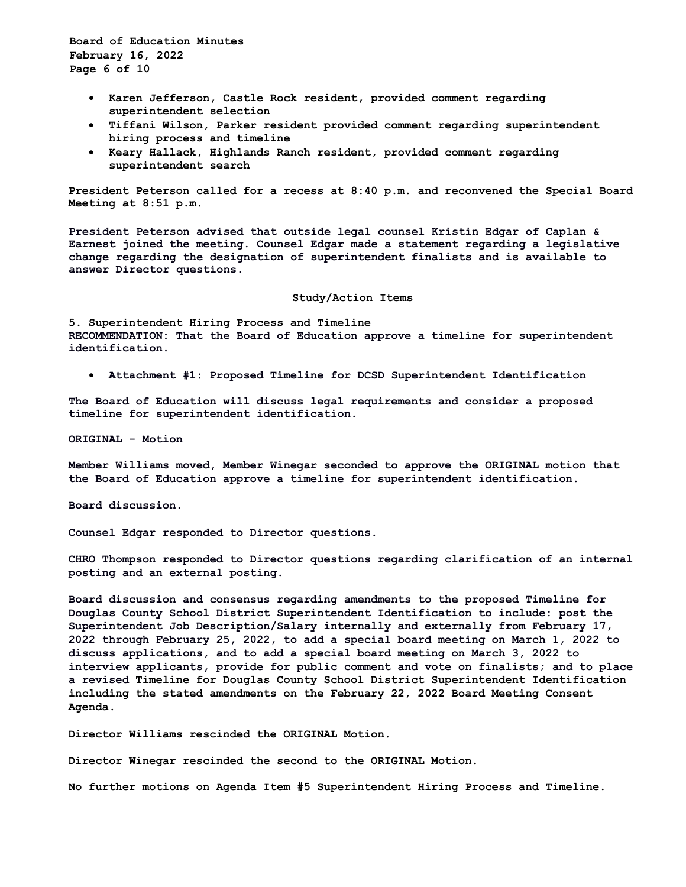- Karen Jefferson, Castle Rock resident, provided comment regarding superintendent selection
- Tiffani Wilson, Parker resident provided comment regarding superintendent hiring process and timeline
- Keary Hallack, Highlands Ranch resident, provided comment regarding superintendent search

President Peterson called for a recess at 8:40 p.m. and reconvened the Special Board Meeting at 8:51 p.m.

President Peterson advised that outside legal counsel Kristin Edgar of Caplan & Earnest joined the meeting. Counsel Edgar made a statement regarding a legislative change regarding the designation of superintendent finalists and is available to answer Director questions.

## Study/Action Items

5. Superintendent Hiring Process and Timeline

RECOMMENDATION: That the Board of Education approve a timeline for superintendent identification.

- Attachment #1: Proposed Timeline for DCSD Superintendent Identification

The Board of Education will discuss legal requirements and consider a proposed timeline for superintendent identification.

ORIGINAL - Motion

Member Williams moved, Member Winegar seconded to approve the ORIGINAL motion that the Board of Education approve a timeline for superintendent identification.

Board discussion.

Counsel Edgar responded to Director questions.

CHRO Thompson responded to Director questions regarding clarification of an internal posting and an external posting.

Board discussion and consensus regarding amendments to the proposed Timeline for Douglas County School District Superintendent Identification to include: post the Superintendent Job Description/Salary internally and externally from February 17, 2022 through February 25, 2022, to add a special board meeting on March 1, 2022 to discuss applications, and to add a special board meeting on March 3, 2022 to interview applicants, provide for public comment and vote on finalists; and to place a revised Timeline for Douglas County School District Superintendent Identification including the stated amendments on the February 22, 2022 Board Meeting Consent Agenda.

Director Williams rescinded the ORIGINAL Motion.

Director Winegar rescinded the second to the ORIGINAL Motion.

No further motions on Agenda Item #5 Superintendent Hiring Process and Timeline.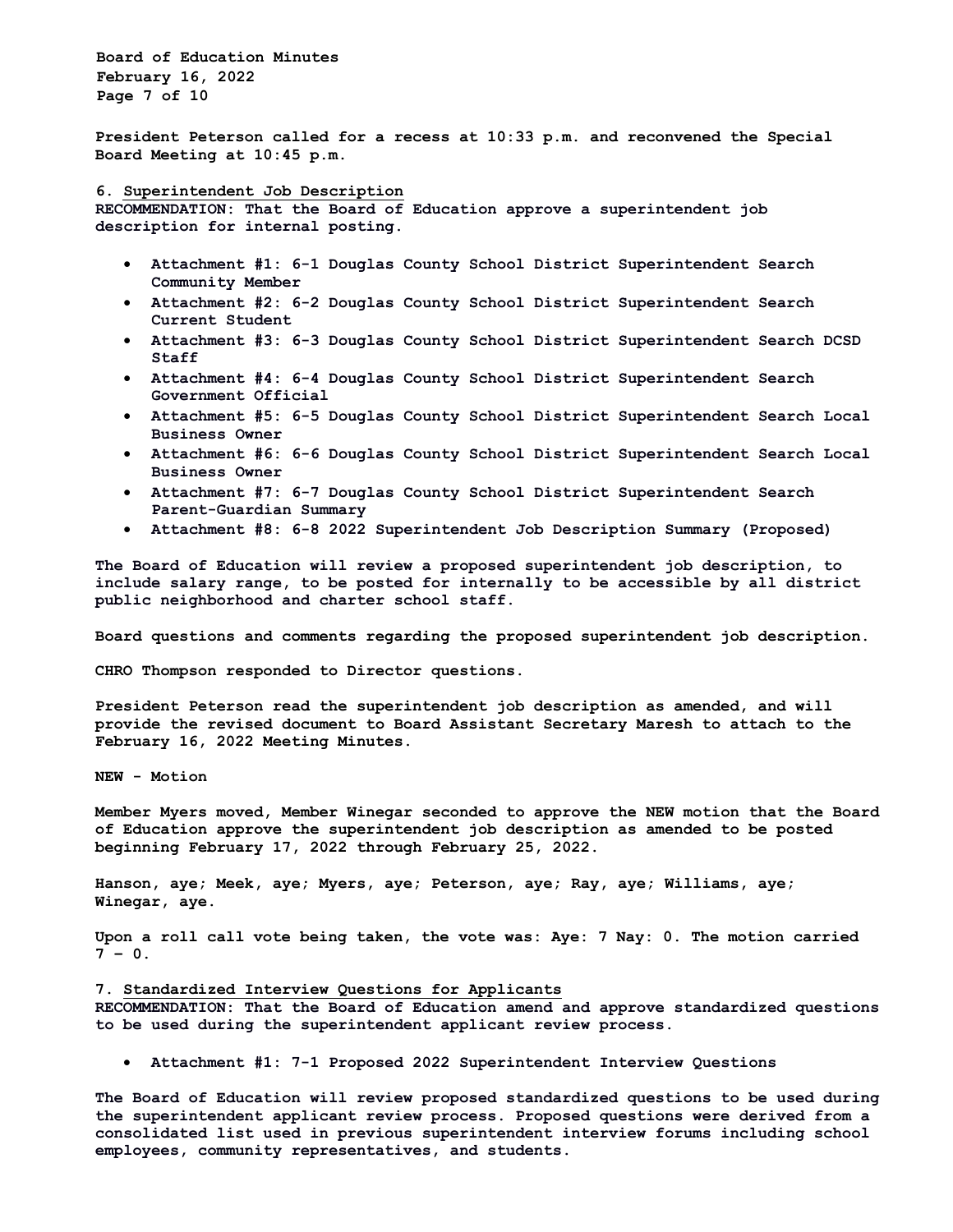President Peterson called for a recess at 10:33 p.m. and reconvened the Special Board Meeting at 10:45 p.m.

**6. Superintendent Job Description**

RECOMMENDATION: That the Board of Education approve a superintendent job description for internal posting.

- Attachment #1: 6-1 Douglas County School District Superintendent Search Community Member
- Attachment #2: 6-2 Douglas County School District Superintendent Search Current Student
- Attachment #3: 6-3 Douglas County School District Superintendent Search DCSD Staff
- Attachment #4: 6-4 Douglas County School District Superintendent Search Government Official
- Attachment #5: 6-5 Douglas County School District Superintendent Search Local Business Owner
- Attachment #6: 6-6 Douglas County School District Superintendent Search Local Business Owner
- Attachment #7: 6-7 Douglas County School District Superintendent Search Parent-Guardian Summary
- Attachment #8: 6-8 2022 Superintendent Job Description Summary (Proposed)

The Board of Education will review a proposed superintendent job description, to include salary range, to be posted for internally to be accessible by all district public neighborhood and charter school staff.

Board questions and comments regarding the proposed superintendent job description.

CHRO Thompson responded to Director questions.

President Peterson read the superintendent job description as amended, and will provide the revised document to Board Assistant Secretary Maresh to attach to the February 16, 2022 Meeting Minutes.

NEW - Motion

Member Myers moved, Member Winegar seconded to approve the NEW motion that the Board of Education approve the superintendent job description as amended to be posted beginning February 17, 2022 through February 25, 2022.

Hanson, aye; Meek, aye; Myers, aye; Peterson, aye; Ray, aye; Williams, aye; Winegar, aye.

Upon a roll call vote being taken, the vote was: Aye: 7 Nay: 0. The motion carried 7 – 0.

**7. Standardized Interview Questions for Applicants**

RECOMMENDATION: That the Board of Education amend and approve standardized questions to be used during the superintendent applicant review process.

- Attachment #1: 7-1 Proposed 2022 Superintendent Interview Questions

The Board of Education will review proposed standardized questions to be used during the superintendent applicant review process. Proposed questions were derived from a consolidated list used in previous superintendent interview forums including school employees, community representatives, and students.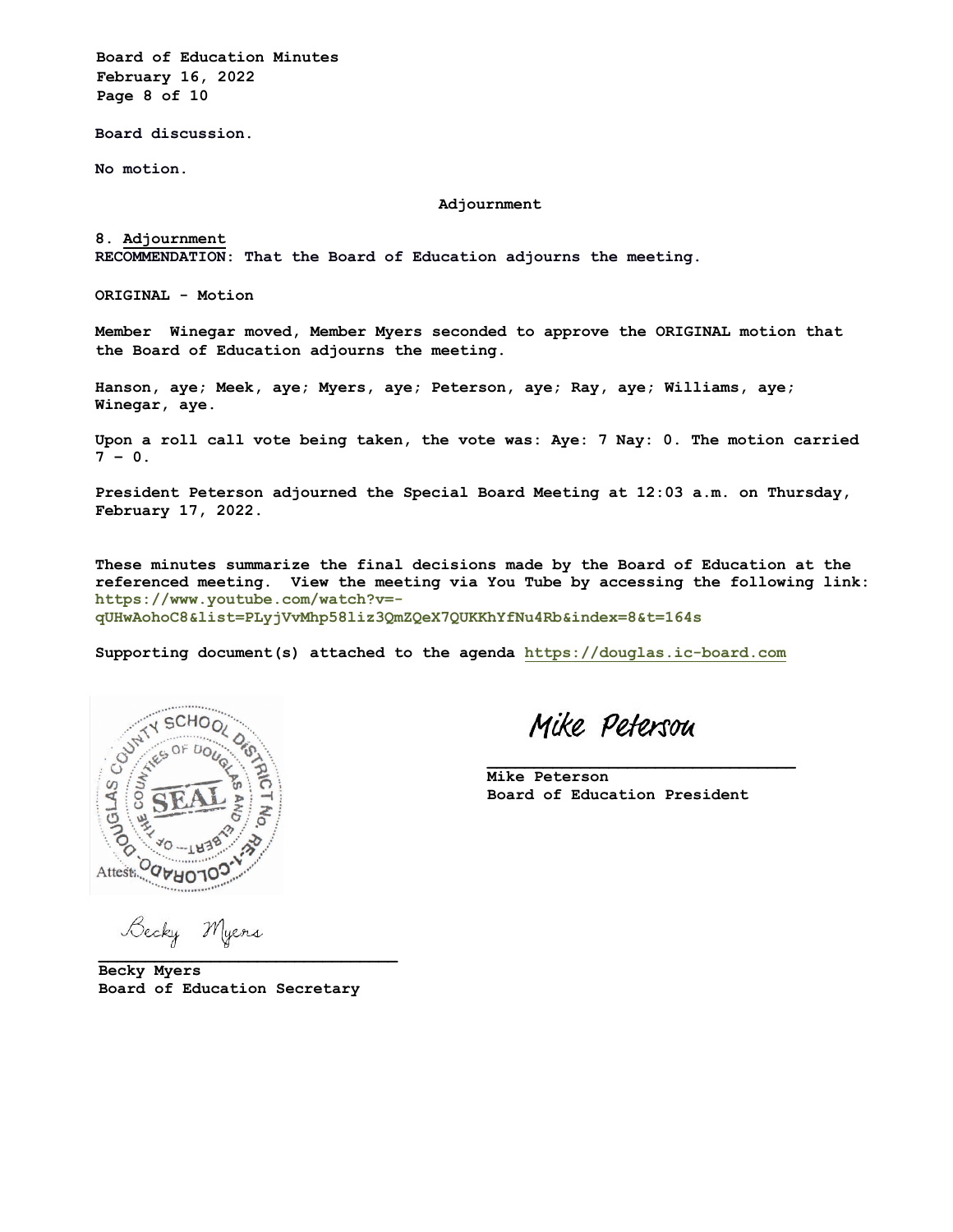**Board discussion.**

**No motion.**

**Adjournment**

**8. Adjournment**
**RECOMMENDATION: That the Board of Education adjourns the meeting.**

**ORIGINAL - Motion**

**Member Winegar moved, Member Myers seconded to approve the ORIGINAL motion that the Board of Education adjourns the meeting.**

**Hanson, aye; Meek, aye; Myers, aye; Peterson, aye; Ray, aye; Williams, aye; Winegar, aye.**

**Upon a roll call vote being taken, the vote was: Aye: 7 Nay: 0. The motion carried 7 – 0.**

**President Peterson adjourned the Special Board Meeting at 12:03 a.m. on Thursday, February 17, 2022.**

**These minutes summarize the final decisions made by the Board of Education at the referenced meeting. View the meeting via You Tube by accessing the following link: https://www.youtube.com/watch?v=-qUHwAohoC8&list=PLyjVvMhp58liz3QmZQeX7QUKKhYfNu4Rb&index=8&t=164s**

**Supporting document(s) attached to the agenda https://douglas.ic-board.com**

DOUGLAS COUNTY SCHOOL DISTRICT NO. RE-1 OF THE COUNTIES OF DOUGLAS AND ELBERT -- COLORADO -- SEAL

Attest:

Mike Peterson

**Mike Peterson**
**Board of Education President**

Becky Myers

**Becky Myers**
**Board of Education Secretary**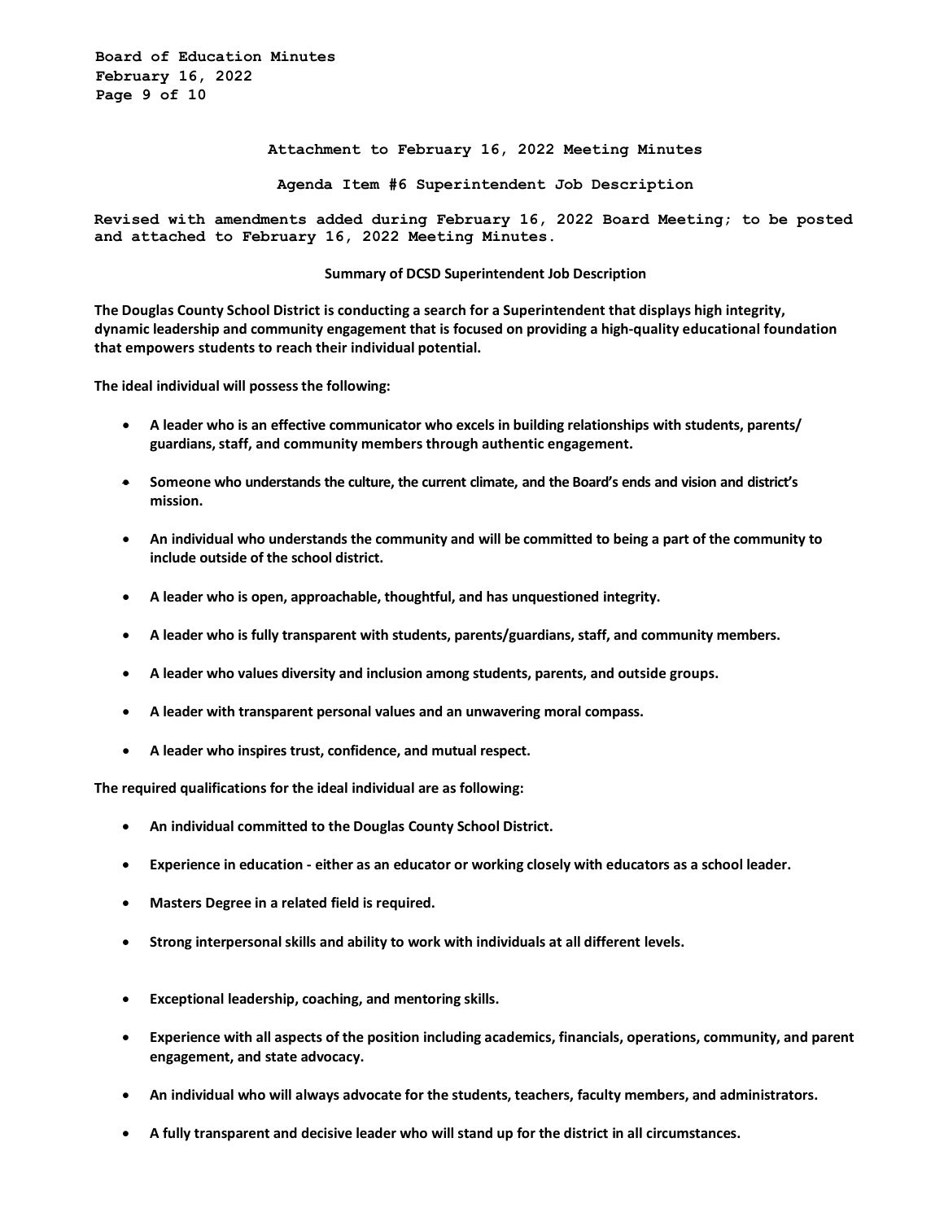**Attachment to February 16, 2022 Meeting Minutes**

**Agenda Item #6 Superintendent Job Description**

**Revised with amendments added during February 16, 2022 Board Meeting; to be posted and attached to February 16, 2022 Meeting Minutes.**

**Summary of DCSD Superintendent Job Description**

**The Douglas County School District is conducting a search for a Superintendent that displays high integrity, dynamic leadership and community engagement that is focused on providing a high-quality educational foundation that empowers students to reach their individual potential.**

**The ideal individual will possess the following:**

- **A leader who is an effective communicator who excels in building relationships with students, parents/ guardians, staff, and community members through authentic engagement.**
- **Someone who understands the culture, the current climate, and the Board's ends and vision and district's mission.**
- **An individual who understands the community and will be committed to being a part of the community to include outside of the school district.**
- **A leader who is open, approachable, thoughtful, and has unquestioned integrity.**
- **A leader who is fully transparent with students, parents/guardians, staff, and community members.**
- **A leader who values diversity and inclusion among students, parents, and outside groups.**
- **A leader with transparent personal values and an unwavering moral compass.**
- **A leader who inspires trust, confidence, and mutual respect.**

**The required qualifications for the ideal individual are as following:**

- **An individual committed to the Douglas County School District.**
- **Experience in education - either as an educator or working closely with educators as a school leader.**
- **Masters Degree in a related field is required.**
- **Strong interpersonal skills and ability to work with individuals at all different levels.**
- **Exceptional leadership, coaching, and mentoring skills.**
- **Experience with all aspects of the position including academics, financials, operations, community, and parent engagement, and state advocacy.**
- **An individual who will always advocate for the students, teachers, faculty members, and administrators.**
- **A fully transparent and decisive leader who will stand up for the district in all circumstances.**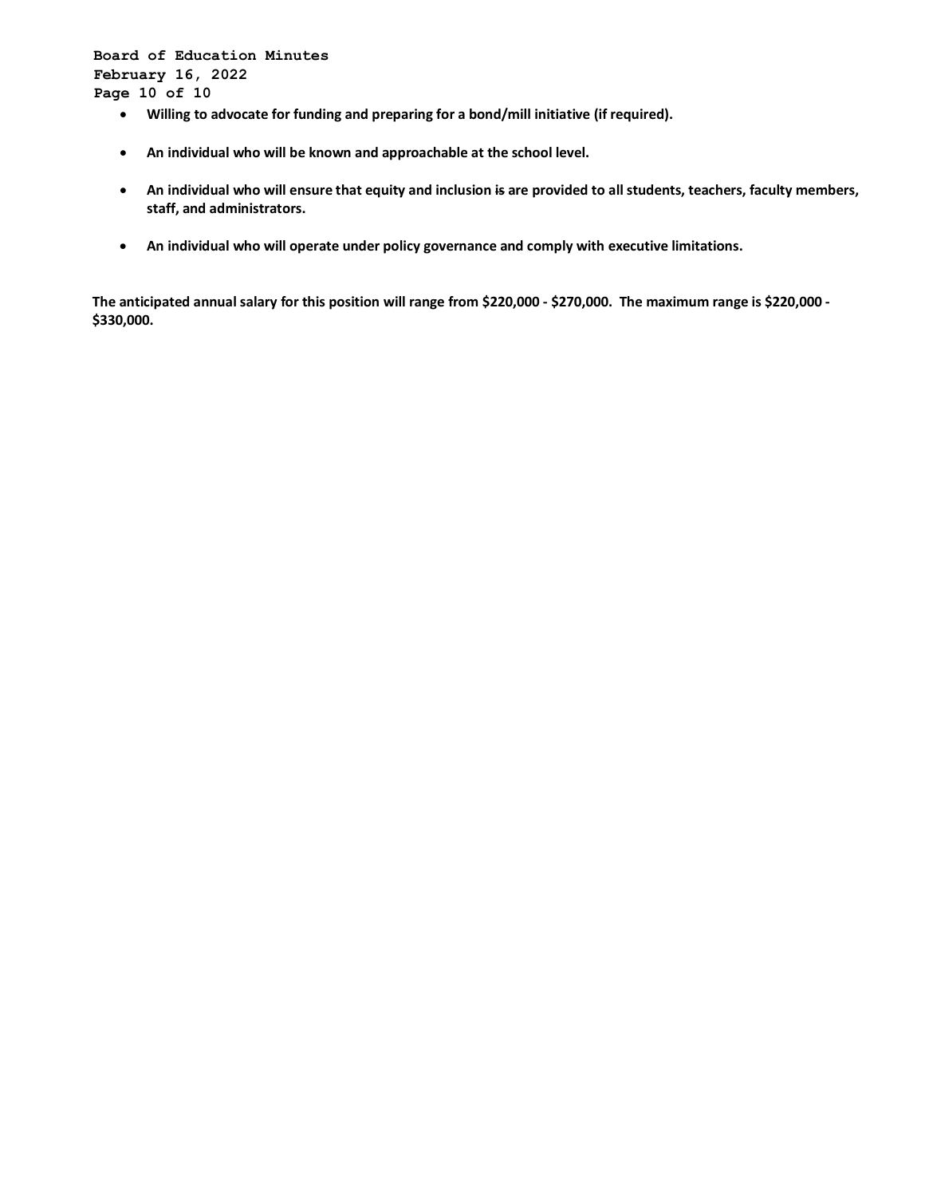- **Willing to advocate for funding and preparing for a bond/mill initiative (if required).**

- **An individual who will be known and approachable at the school level.**

- **An individual who will ensure that equity and inclusion ~~is~~ are provided to all students, teachers, faculty members, staff, and administrators.**

- **An individual who will operate under policy governance and comply with executive limitations.**

**The anticipated annual salary for this position will range from $220,000 - $270,000. The maximum range is $220,000 - $330,000.**